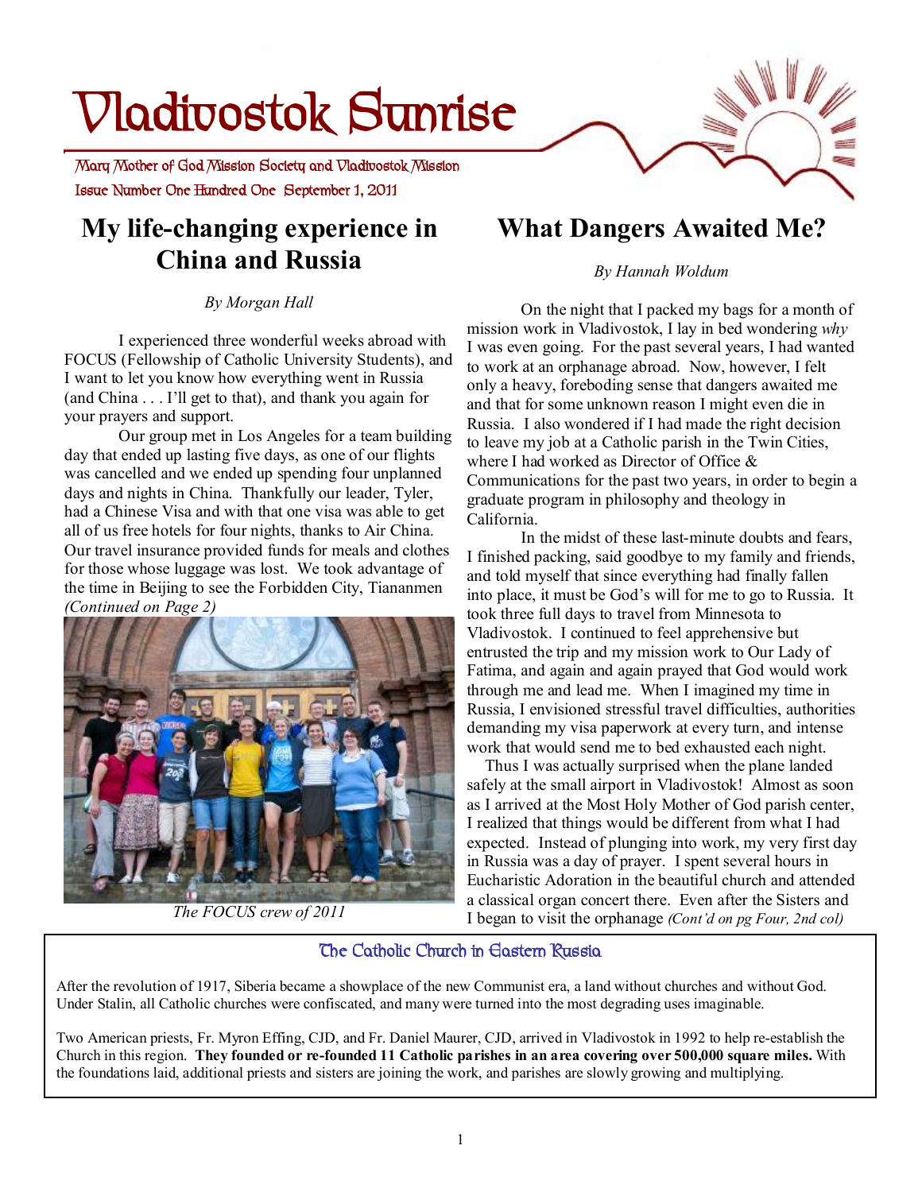# Vladivostok Sunrise

Mary Mother of God Mission Society and Vladivostok Mission

Issue Number One Hundred One September 1, 2011

## My life-changing experience in China and Russia

*By Morgan Hall*

I experienced three wonderful weeks abroad with FOCUS (Fellowship of Catholic University Students), and I want to let you know how everything went in Russia (and China . . . I'll get to that), and thank you again for your prayers and support.

Our group met in Los Angeles for a team building day that ended up lasting five days, as one of our flights was cancelled and we ended up spending four unplanned days and nights in China. Thankfully our leader, Tyler, had a Chinese Visa and with that one visa was able to get all of us free hotels for four nights, thanks to Air China. Our travel insurance provided funds for meals and clothes for those whose luggage was lost. We took advantage of the time in Beijing to see the Forbidden City, Tiananmen *(Continued on Page 2)*

*The FOCUS crew of 2011*

## What Dangers Awaited Me?

*By Hannah Woldum*

On the night that I packed my bags for a month of mission work in Vladivostok, I lay in bed wondering *why* I was even going. For the past several years, I had wanted to work at an orphanage abroad. Now, however, I felt only a heavy, foreboding sense that dangers awaited me and that for some unknown reason I might even die in Russia. I also wondered if I had made the right decision to leave my job at a Catholic parish in the Twin Cities, where I had worked as Director of Office & Communications for the past two years, in order to begin a graduate program in philosophy and theology in California.

In the midst of these last-minute doubts and fears, I finished packing, said goodbye to my family and friends, and told myself that since everything had finally fallen into place, it must be God's will for me to go to Russia. It took three full days to travel from Minnesota to Vladivostok. I continued to feel apprehensive but entrusted the trip and my mission work to Our Lady of Fatima, and again and again prayed that God would work through me and lead me. When I imagined my time in Russia, I envisioned stressful travel difficulties, authorities demanding my visa paperwork at every turn, and intense work that would send me to bed exhausted each night.

Thus I was actually surprised when the plane landed safely at the small airport in Vladivostok! Almost as soon as I arrived at the Most Holy Mother of God parish center, I realized that things would be different from what I had expected. Instead of plunging into work, my very first day in Russia was a day of prayer. I spent several hours in Eucharistic Adoration in the beautiful church and attended a classical organ concert there. Even after the Sisters and I began to visit the orphanage *(Cont'd on pg Four, 2nd col)*

### The Catholic Church in Eastern Russia

After the revolution of 1917, Siberia became a showplace of the new Communist era, a land without churches and without God. Under Stalin, all Catholic churches were confiscated, and many were turned into the most degrading uses imaginable.

Two American priests, Fr. Myron Effing, CJD, and Fr. Daniel Maurer, CJD, arrived in Vladivostok in 1992 to help re-establish the Church in this region. **They founded or re-founded 11 Catholic parishes in an area covering over 500,000 square miles.** With the foundations laid, additional priests and sisters are joining the work, and parishes are slowly growing and multiplying.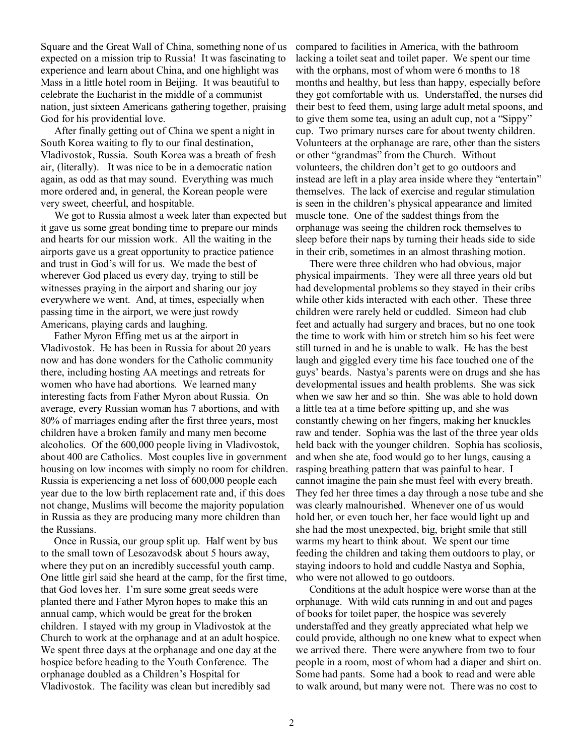Square and the Great Wall of China, something none of us expected on a mission trip to Russia! It was fascinating to experience and learn about China, and one highlight was Mass in a little hotel room in Beijing. It was beautiful to celebrate the Eucharist in the middle of a communist nation, just sixteen Americans gathering together, praising God for his providential love.

After finally getting out of China we spent a night in South Korea waiting to fly to our final destination, Vladivostok, Russia. South Korea was a breath of fresh air, (literally). It was nice to be in a democratic nation again, as odd as that may sound. Everything was much more ordered and, in general, the Korean people were very sweet, cheerful, and hospitable.

We got to Russia almost a week later than expected but it gave us some great bonding time to prepare our minds and hearts for our mission work. All the waiting in the airports gave us a great opportunity to practice patience and trust in God's will for us. We made the best of wherever God placed us every day, trying to still be witnesses praying in the airport and sharing our joy everywhere we went. And, at times, especially when passing time in the airport, we were just rowdy Americans, playing cards and laughing.

Father Myron Effing met us at the airport in Vladivostok. He has been in Russia for about 20 years now and has done wonders for the Catholic community there, including hosting AA meetings and retreats for women who have had abortions. We learned many interesting facts from Father Myron about Russia. On average, every Russian woman has 7 abortions, and with 80% of marriages ending after the first three years, most children have a broken family and many men become alcoholics. Of the 600,000 people living in Vladivostok, about 400 are Catholics. Most couples live in government housing on low incomes with simply no room for children. Russia is experiencing a net loss of 600,000 people each year due to the low birth replacement rate and, if this does not change, Muslims will become the majority population in Russia as they are producing many more children than the Russians.

Once in Russia, our group split up. Half went by bus to the small town of Lesozavodsk about 5 hours away, where they put on an incredibly successful youth camp. One little girl said she heard at the camp, for the first time, that God loves her. I'm sure some great seeds were planted there and Father Myron hopes to make this an annual camp, which would be great for the broken children. I stayed with my group in Vladivostok at the Church to work at the orphanage and at an adult hospice. We spent three days at the orphanage and one day at the hospice before heading to the Youth Conference. The orphanage doubled as a Children's Hospital for Vladivostok. The facility was clean but incredibly sad compared to facilities in America, with the bathroom lacking a toilet seat and toilet paper. We spent our time with the orphans, most of whom were 6 months to 18 months and healthy, but less than happy, especially before they got comfortable with us. Understaffed, the nurses did their best to feed them, using large adult metal spoons, and to give them some tea, using an adult cup, not a "Sippy" cup. Two primary nurses care for about twenty children. Volunteers at the orphanage are rare, other than the sisters or other "grandmas" from the Church. Without volunteers, the children don't get to go outdoors and instead are left in a play area inside where they "entertain" themselves. The lack of exercise and regular stimulation is seen in the children's physical appearance and limited muscle tone. One of the saddest things from the orphanage was seeing the children rock themselves to sleep before their naps by turning their heads side to side in their crib, sometimes in an almost thrashing motion.

There were three children who had obvious, major physical impairments. They were all three years old but had developmental problems so they stayed in their cribs while other kids interacted with each other. These three children were rarely held or cuddled. Simeon had club feet and actually had surgery and braces, but no one took the time to work with him or stretch him so his feet were still turned in and he is unable to walk. He has the best laugh and giggled every time his face touched one of the guys' beards. Nastya's parents were on drugs and she has developmental issues and health problems. She was sick when we saw her and so thin. She was able to hold down a little tea at a time before spitting up, and she was constantly chewing on her fingers, making her knuckles raw and tender. Sophia was the last of the three year olds held back with the younger children. Sophia has scoliosis, and when she ate, food would go to her lungs, causing a rasping breathing pattern that was painful to hear. I cannot imagine the pain she must feel with every breath. They fed her three times a day through a nose tube and she was clearly malnourished. Whenever one of us would hold her, or even touch her, her face would light up and she had the most unexpected, big, bright smile that still warms my heart to think about. We spent our time feeding the children and taking them outdoors to play, or staying indoors to hold and cuddle Nastya and Sophia, who were not allowed to go outdoors.

Conditions at the adult hospice were worse than at the orphanage. With wild cats running in and out and pages of books for toilet paper, the hospice was severely understaffed and they greatly appreciated what help we could provide, although no one knew what to expect when we arrived there. There were anywhere from two to four people in a room, most of whom had a diaper and shirt on. Some had pants. Some had a book to read and were able to walk around, but many were not. There was no cost to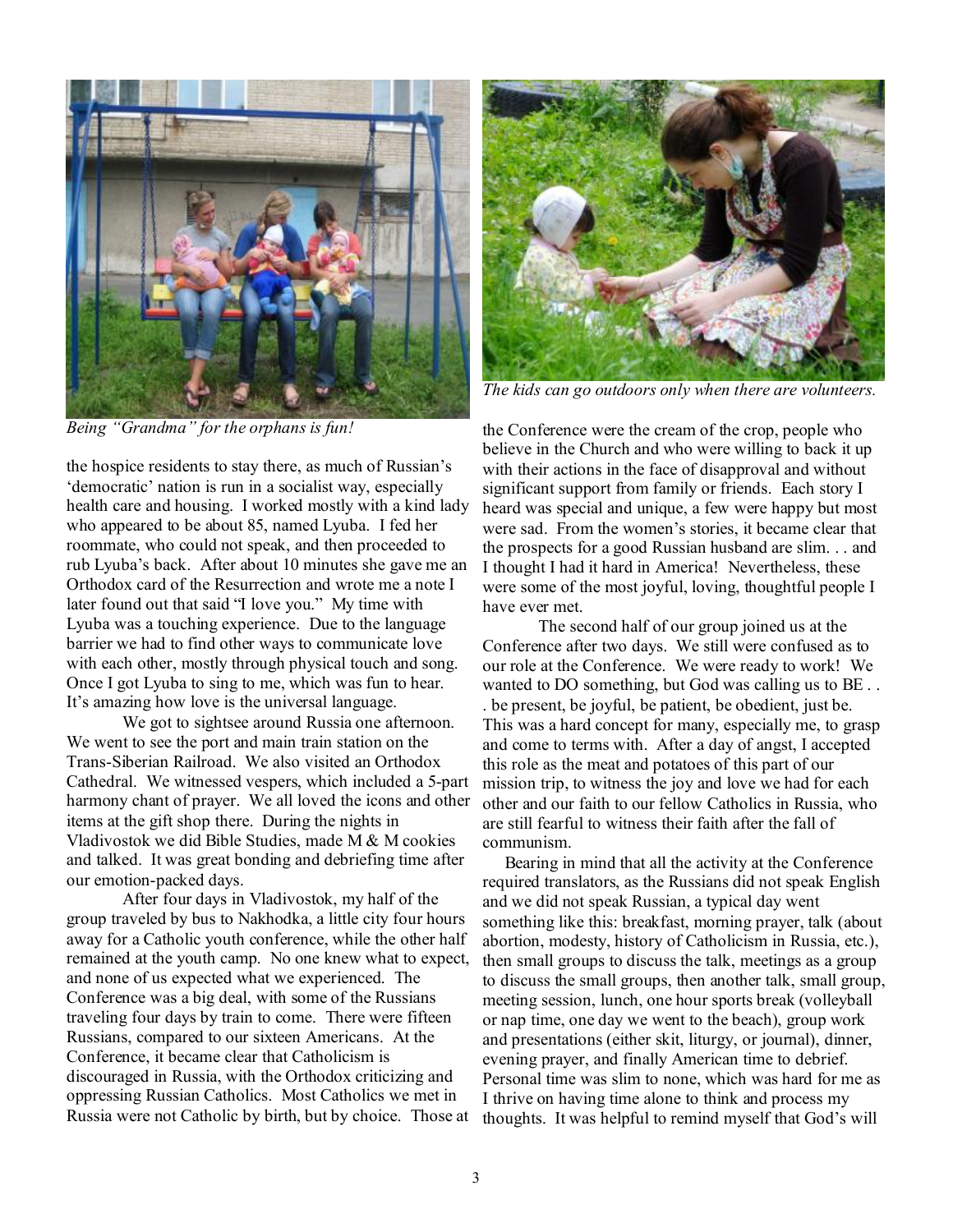*Being "Grandma" for the orphans is fun!*

*The kids can go outdoors only when there are volunteers.*

the hospice residents to stay there, as much of Russian's 'democratic' nation is run in a socialist way, especially health care and housing. I worked mostly with a kind lady who appeared to be about 85, named Lyuba. I fed her roommate, who could not speak, and then proceeded to rub Lyuba's back. After about 10 minutes she gave me an Orthodox card of the Resurrection and wrote me a note I later found out that said "I love you." My time with Lyuba was a touching experience. Due to the language barrier we had to find other ways to communicate love with each other, mostly through physical touch and song. Once I got Lyuba to sing to me, which was fun to hear. It's amazing how love is the universal language.

We got to sightsee around Russia one afternoon. We went to see the port and main train station on the Trans-Siberian Railroad. We also visited an Orthodox Cathedral. We witnessed vespers, which included a 5-part harmony chant of prayer. We all loved the icons and other items at the gift shop there. During the nights in Vladivostok we did Bible Studies, made M & M cookies and talked. It was great bonding and debriefing time after our emotion-packed days.

After four days in Vladivostok, my half of the group traveled by bus to Nakhodka, a little city four hours away for a Catholic youth conference, while the other half remained at the youth camp. No one knew what to expect, and none of us expected what we experienced. The Conference was a big deal, with some of the Russians traveling four days by train to come. There were fifteen Russians, compared to our sixteen Americans. At the Conference, it became clear that Catholicism is discouraged in Russia, with the Orthodox criticizing and oppressing Russian Catholics. Most Catholics we met in Russia were not Catholic by birth, but by choice. Those at the Conference were the cream of the crop, people who believe in the Church and who were willing to back it up with their actions in the face of disapproval and without significant support from family or friends. Each story I heard was special and unique, a few were happy but most were sad. From the women's stories, it became clear that the prospects for a good Russian husband are slim. . . and I thought I had it hard in America! Nevertheless, these were some of the most joyful, loving, thoughtful people I have ever met.

The second half of our group joined us at the Conference after two days. We still were confused as to our role at the Conference. We were ready to work! We wanted to DO something, but God was calling us to BE . . . be present, be joyful, be patient, be obedient, just be. This was a hard concept for many, especially me, to grasp and come to terms with. After a day of angst, I accepted this role as the meat and potatoes of this part of our mission trip, to witness the joy and love we had for each other and our faith to our fellow Catholics in Russia, who are still fearful to witness their faith after the fall of communism.

Bearing in mind that all the activity at the Conference required translators, as the Russians did not speak English and we did not speak Russian, a typical day went something like this: breakfast, morning prayer, talk (about abortion, modesty, history of Catholicism in Russia, etc.), then small groups to discuss the talk, meetings as a group to discuss the small groups, then another talk, small group, meeting session, lunch, one hour sports break (volleyball or nap time, one day we went to the beach), group work and presentations (either skit, liturgy, or journal), dinner, evening prayer, and finally American time to debrief. Personal time was slim to none, which was hard for me as I thrive on having time alone to think and process my thoughts. It was helpful to remind myself that God's will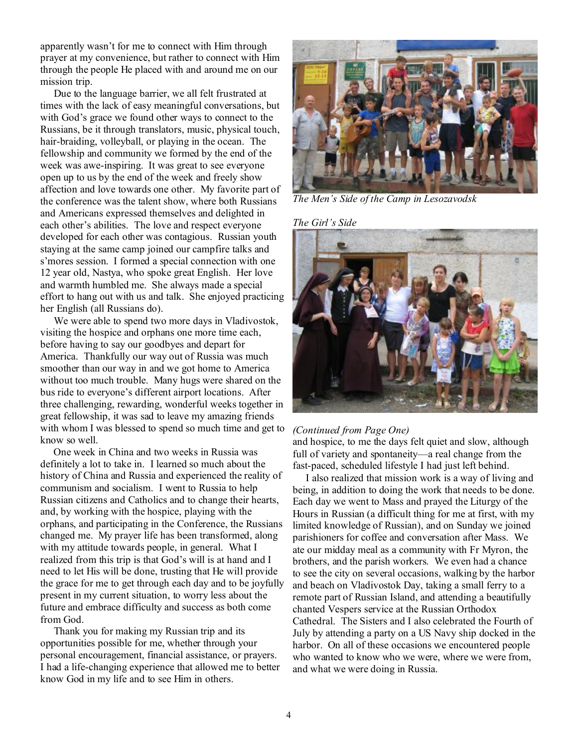apparently wasn't for me to connect with Him through prayer at my convenience, but rather to connect with Him through the people He placed with and around me on our mission trip.

Due to the language barrier, we all felt frustrated at times with the lack of easy meaningful conversations, but with God's grace we found other ways to connect to the Russians, be it through translators, music, physical touch, hair-braiding, volleyball, or playing in the ocean. The fellowship and community we formed by the end of the week was awe-inspiring. It was great to see everyone open up to us by the end of the week and freely show affection and love towards one other. My favorite part of the conference was the talent show, where both Russians and Americans expressed themselves and delighted in each other's abilities. The love and respect everyone developed for each other was contagious. Russian youth staying at the same camp joined our campfire talks and s'mores session. I formed a special connection with one 12 year old, Nastya, who spoke great English. Her love and warmth humbled me. She always made a special effort to hang out with us and talk. She enjoyed practicing her English (all Russians do).

We were able to spend two more days in Vladivostok, visiting the hospice and orphans one more time each, before having to say our goodbyes and depart for America. Thankfully our way out of Russia was much smoother than our way in and we got home to America without too much trouble. Many hugs were shared on the bus ride to everyone's different airport locations. After three challenging, rewarding, wonderful weeks together in great fellowship, it was sad to leave my amazing friends with whom I was blessed to spend so much time and get to know so well.

One week in China and two weeks in Russia was definitely a lot to take in. I learned so much about the history of China and Russia and experienced the reality of communism and socialism. I went to Russia to help Russian citizens and Catholics and to change their hearts, and, by working with the hospice, playing with the orphans, and participating in the Conference, the Russians changed me. My prayer life has been transformed, along with my attitude towards people, in general. What I realized from this trip is that God's will is at hand and I need to let His will be done, trusting that He will provide the grace for me to get through each day and to be joyfully present in my current situation, to worry less about the future and embrace difficulty and success as both come from God.

Thank you for making my Russian trip and its opportunities possible for me, whether through your personal encouragement, financial assistance, or prayers. I had a life-changing experience that allowed me to better know God in my life and to see Him in others.

*The Men's Side of the Camp in Lesozavodsk*

*The Girl's Side*

*(Continued from Page One)*

and hospice, to me the days felt quiet and slow, although full of variety and spontaneity—a real change from the fast-paced, scheduled lifestyle I had just left behind.

I also realized that mission work is a way of living and being, in addition to doing the work that needs to be done. Each day we went to Mass and prayed the Liturgy of the Hours in Russian (a difficult thing for me at first, with my limited knowledge of Russian), and on Sunday we joined parishioners for coffee and conversation after Mass. We ate our midday meal as a community with Fr Myron, the brothers, and the parish workers. We even had a chance to see the city on several occasions, walking by the harbor and beach on Vladivostok Day, taking a small ferry to a remote part of Russian Island, and attending a beautifully chanted Vespers service at the Russian Orthodox Cathedral. The Sisters and I also celebrated the Fourth of July by attending a party on a US Navy ship docked in the harbor. On all of these occasions we encountered people who wanted to know who we were, where we were from, and what we were doing in Russia.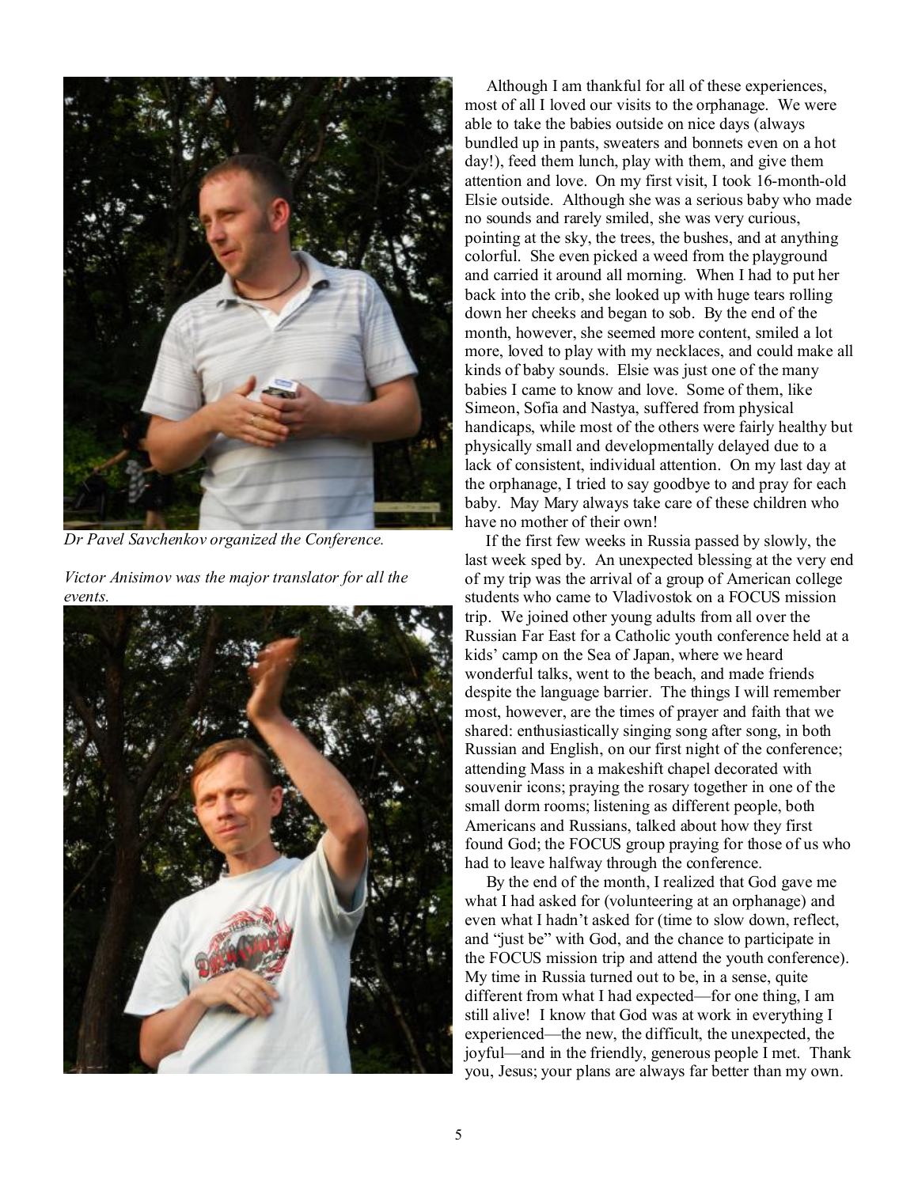*Dr Pavel Savchenkov organized the Conference.*

*Victor Anisimov was the major translator for all the events.*

Although I am thankful for all of these experiences, most of all I loved our visits to the orphanage. We were able to take the babies outside on nice days (always bundled up in pants, sweaters and bonnets even on a hot day!), feed them lunch, play with them, and give them attention and love. On my first visit, I took 16-month-old Elsie outside. Although she was a serious baby who made no sounds and rarely smiled, she was very curious, pointing at the sky, the trees, the bushes, and at anything colorful. She even picked a weed from the playground and carried it around all morning. When I had to put her back into the crib, she looked up with huge tears rolling down her cheeks and began to sob. By the end of the month, however, she seemed more content, smiled a lot more, loved to play with my necklaces, and could make all kinds of baby sounds. Elsie was just one of the many babies I came to know and love. Some of them, like Simeon, Sofia and Nastya, suffered from physical handicaps, while most of the others were fairly healthy but physically small and developmentally delayed due to a lack of consistent, individual attention. On my last day at the orphanage, I tried to say goodbye to and pray for each baby. May Mary always take care of these children who have no mother of their own!

If the first few weeks in Russia passed by slowly, the last week sped by. An unexpected blessing at the very end of my trip was the arrival of a group of American college students who came to Vladivostok on a FOCUS mission trip. We joined other young adults from all over the Russian Far East for a Catholic youth conference held at a kids' camp on the Sea of Japan, where we heard wonderful talks, went to the beach, and made friends despite the language barrier. The things I will remember most, however, are the times of prayer and faith that we shared: enthusiastically singing song after song, in both Russian and English, on our first night of the conference; attending Mass in a makeshift chapel decorated with souvenir icons; praying the rosary together in one of the small dorm rooms; listening as different people, both Americans and Russians, talked about how they first found God; the FOCUS group praying for those of us who had to leave halfway through the conference.

By the end of the month, I realized that God gave me what I had asked for (volunteering at an orphanage) and even what I hadn't asked for (time to slow down, reflect, and "just be" with God, and the chance to participate in the FOCUS mission trip and attend the youth conference). My time in Russia turned out to be, in a sense, quite different from what I had expected—for one thing, I am still alive! I know that God was at work in everything I experienced—the new, the difficult, the unexpected, the joyful—and in the friendly, generous people I met. Thank you, Jesus; your plans are always far better than my own.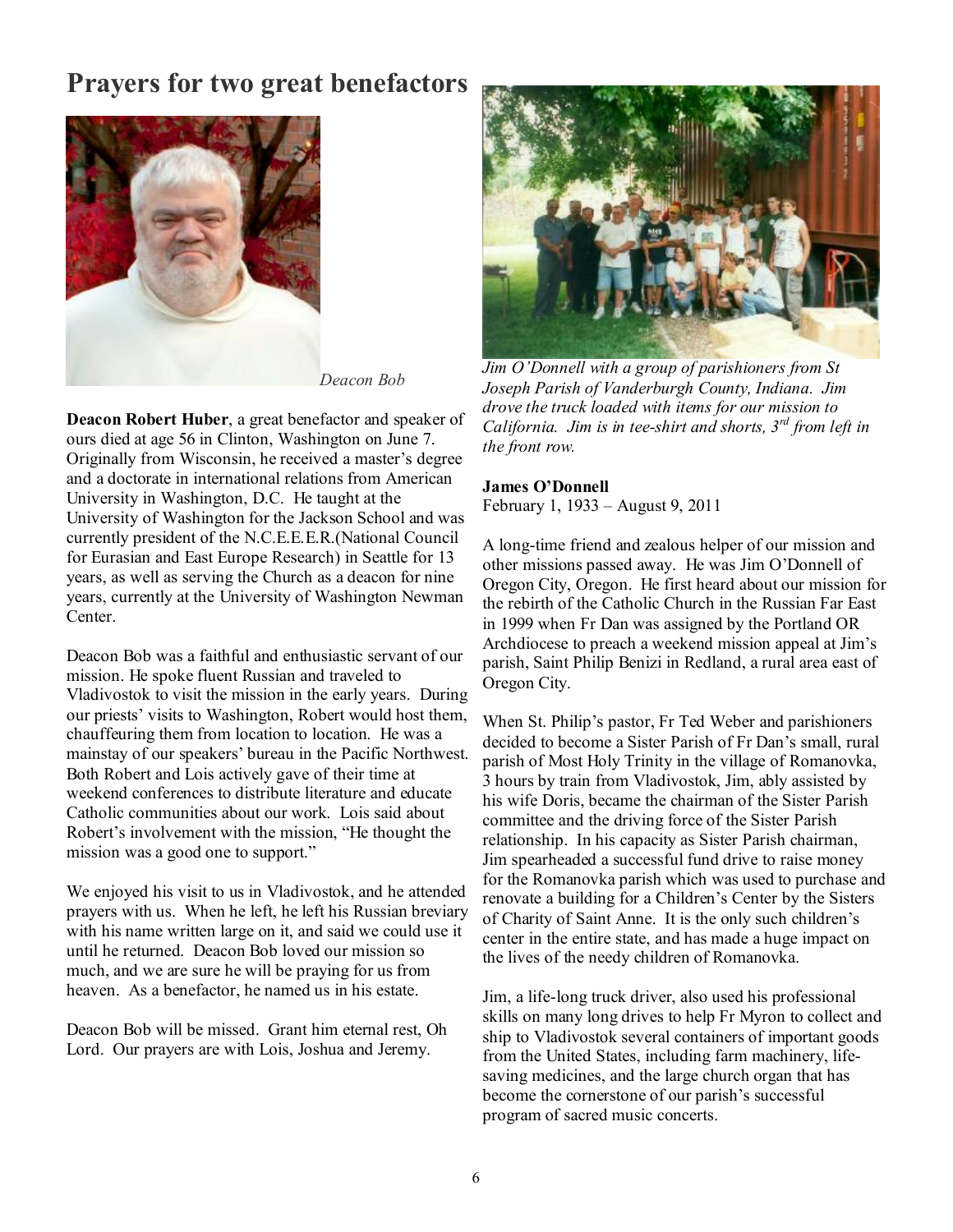# Prayers for two great benefactors

*Deacon Bob*

**Deacon Robert Huber**, a great benefactor and speaker of ours died at age 56 in Clinton, Washington on June 7. Originally from Wisconsin, he received a master's degree and a doctorate in international relations from American University in Washington, D.C. He taught at the University of Washington for the Jackson School and was currently president of the N.C.E.E.E.R.(National Council for Eurasian and East Europe Research) in Seattle for 13 years, as well as serving the Church as a deacon for nine years, currently at the University of Washington Newman Center.

Deacon Bob was a faithful and enthusiastic servant of our mission. He spoke fluent Russian and traveled to Vladivostok to visit the mission in the early years. During our priests' visits to Washington, Robert would host them, chauffeuring them from location to location. He was a mainstay of our speakers' bureau in the Pacific Northwest. Both Robert and Lois actively gave of their time at weekend conferences to distribute literature and educate Catholic communities about our work. Lois said about Robert's involvement with the mission, "He thought the mission was a good one to support."

We enjoyed his visit to us in Vladivostok, and he attended prayers with us. When he left, he left his Russian breviary with his name written large on it, and said we could use it until he returned. Deacon Bob loved our mission so much, and we are sure he will be praying for us from heaven. As a benefactor, he named us in his estate.

Deacon Bob will be missed. Grant him eternal rest, Oh Lord. Our prayers are with Lois, Joshua and Jeremy.

*Jim O'Donnell with a group of parishioners from St Joseph Parish of Vanderburgh County, Indiana. Jim drove the truck loaded with items for our mission to California. Jim is in tee-shirt and shorts, 3rd from left in the front row.*

**James O'Donnell**
February 1, 1933 – August 9, 2011

A long-time friend and zealous helper of our mission and other missions passed away. He was Jim O'Donnell of Oregon City, Oregon. He first heard about our mission for the rebirth of the Catholic Church in the Russian Far East in 1999 when Fr Dan was assigned by the Portland OR Archdiocese to preach a weekend mission appeal at Jim's parish, Saint Philip Benizi in Redland, a rural area east of Oregon City.

When St. Philip's pastor, Fr Ted Weber and parishioners decided to become a Sister Parish of Fr Dan's small, rural parish of Most Holy Trinity in the village of Romanovka, 3 hours by train from Vladivostok, Jim, ably assisted by his wife Doris, became the chairman of the Sister Parish committee and the driving force of the Sister Parish relationship. In his capacity as Sister Parish chairman, Jim spearheaded a successful fund drive to raise money for the Romanovka parish which was used to purchase and renovate a building for a Children's Center by the Sisters of Charity of Saint Anne. It is the only such children's center in the entire state, and has made a huge impact on the lives of the needy children of Romanovka.

Jim, a life-long truck driver, also used his professional skills on many long drives to help Fr Myron to collect and ship to Vladivostok several containers of important goods from the United States, including farm machinery, life-saving medicines, and the large church organ that has become the cornerstone of our parish's successful program of sacred music concerts.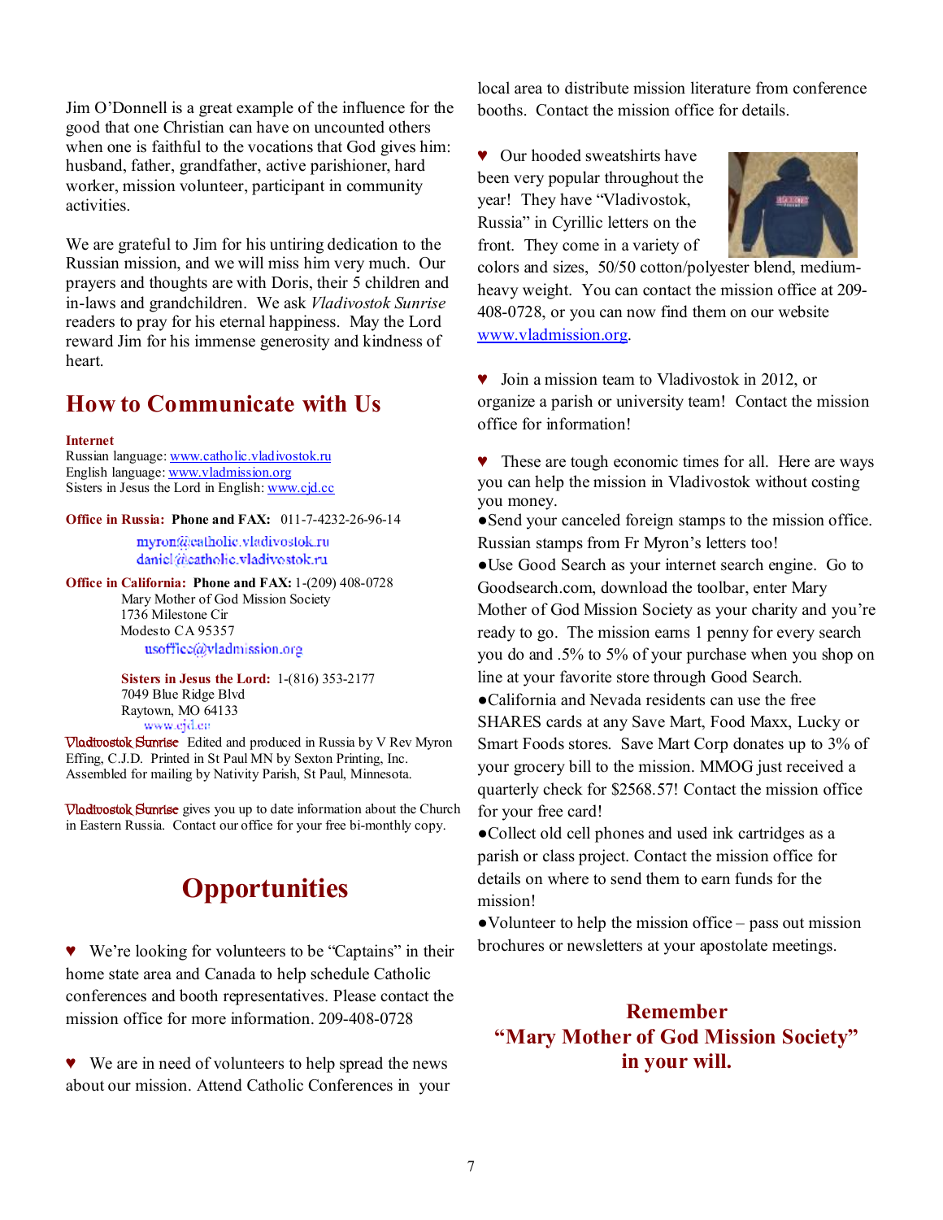Jim O'Donnell is a great example of the influence for the good that one Christian can have on uncounted others when one is faithful to the vocations that God gives him: husband, father, grandfather, active parishioner, hard worker, mission volunteer, participant in community activities.

We are grateful to Jim for his untiring dedication to the Russian mission, and we will miss him very much. Our prayers and thoughts are with Doris, their 5 children and in-laws and grandchildren. We ask *Vladivostok Sunrise* readers to pray for his eternal happiness. May the Lord reward Jim for his immense generosity and kindness of heart.

## How to Communicate with Us

**Internet**
Russian language: www.catholic.vladivostok.ru
English language: www.vladmission.org
Sisters in Jesus the Lord in English: www.cjd.cc

**Office in Russia:** **Phone and FAX:** 011-7-4232-26-96-14
myron@catholic.vladivostok.ru
daniel@catholic.vladivostok.ru

**Office in California:** **Phone and FAX:** 1-(209) 408-0728
Mary Mother of God Mission Society
1736 Milestone Cir
Modesto CA 95357
usoffice@vladmission.org

**Sisters in Jesus the Lord:** 1-(816) 353-2177
7049 Blue Ridge Blvd
Raytown, MO 64133
www.cjd.cc

Vladivostok Sunrise Edited and produced in Russia by V Rev Myron Effing, C.J.D. Printed in St Paul MN by Sexton Printing, Inc. Assembled for mailing by Nativity Parish, St Paul, Minnesota.

Vladivostok Sunrise gives you up to date information about the Church in Eastern Russia. Contact our office for your free bi-monthly copy.

## Opportunities

♥ We're looking for volunteers to be "Captains" in their home state area and Canada to help schedule Catholic conferences and booth representatives. Please contact the mission office for more information. 209-408-0728

♥ We are in need of volunteers to help spread the news about our mission. Attend Catholic Conferences in your local area to distribute mission literature from conference booths. Contact the mission office for details.

♥ Our hooded sweatshirts have been very popular throughout the year! They have "Vladivostok, Russia" in Cyrillic letters on the front. They come in a variety of colors and sizes, 50/50 cotton/polyester blend, medium-heavy weight. You can contact the mission office at 209-408-0728, or you can now find them on our website www.vladmission.org.

♥ Join a mission team to Vladivostok in 2012, or organize a parish or university team! Contact the mission office for information!

♥ These are tough economic times for all. Here are ways you can help the mission in Vladivostok without costing you money.
- Send your canceled foreign stamps to the mission office. Russian stamps from Fr Myron's letters too!
- Use Good Search as your internet search engine. Go to Goodsearch.com, download the toolbar, enter Mary Mother of God Mission Society as your charity and you're ready to go. The mission earns 1 penny for every search you do and .5% to 5% of your purchase when you shop on line at your favorite store through Good Search.
- California and Nevada residents can use the free SHARES cards at any Save Mart, Food Maxx, Lucky or Smart Foods stores. Save Mart Corp donates up to 3% of your grocery bill to the mission. MMOG just received a quarterly check for $2568.57! Contact the mission office for your free card!
- Collect old cell phones and used ink cartridges as a parish or class project. Contact the mission office for details on where to send them to earn funds for the mission!
- Volunteer to help the mission office – pass out mission brochures or newsletters at your apostolate meetings.

**Remember "Mary Mother of God Mission Society" in your will.**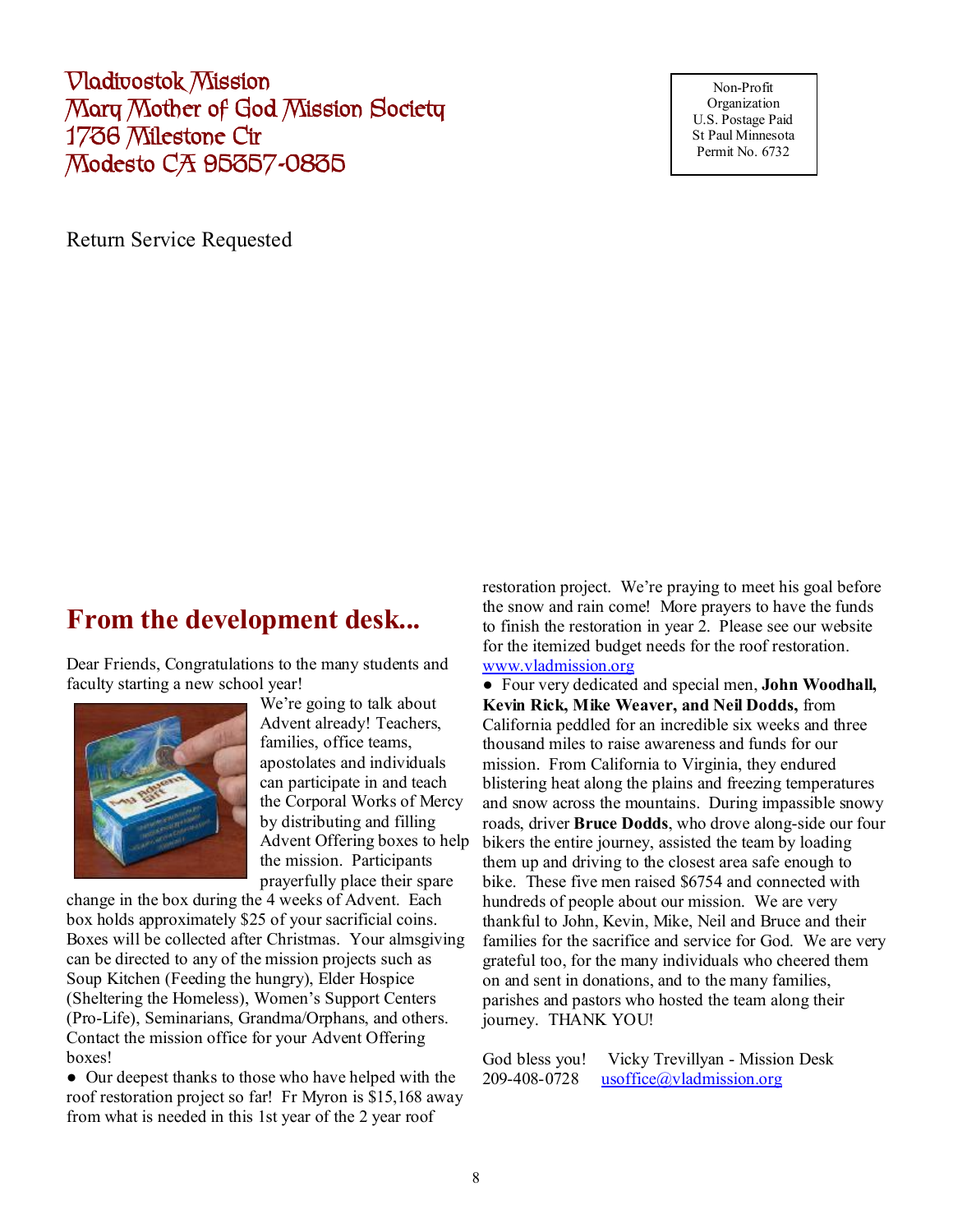Vladivostok Mission
Mary Mother of God Mission Society
1736 Milestone Cir
Modesto CA 95357-0835

Non-Profit
Organization
U.S. Postage Paid
St Paul Minnesota
Permit No. 6732

Return Service Requested

## From the development desk...

Dear Friends, Congratulations to the many students and faculty starting a new school year!

We're going to talk about Advent already! Teachers, families, office teams, apostolates and individuals can participate in and teach the Corporal Works of Mercy by distributing and filling Advent Offering boxes to help the mission. Participants prayerfully place their spare change in the box during the 4 weeks of Advent. Each box holds approximately $25 of your sacrificial coins. Boxes will be collected after Christmas. Your almsgiving can be directed to any of the mission projects such as Soup Kitchen (Feeding the hungry), Elder Hospice (Sheltering the Homeless), Women's Support Centers (Pro-Life), Seminarians, Grandma/Orphans, and others. Contact the mission office for your Advent Offering boxes!

● Our deepest thanks to those who have helped with the roof restoration project so far! Fr Myron is $15,168 away from what is needed in this 1st year of the 2 year roof restoration project. We're praying to meet his goal before the snow and rain come! More prayers to have the funds to finish the restoration in year 2. Please see our website for the itemized budget needs for the roof restoration. www.vladmission.org

● Four very dedicated and special men, **John Woodhall, Kevin Rick, Mike Weaver, and Neil Dodds,** from California peddled for an incredible six weeks and three thousand miles to raise awareness and funds for our mission. From California to Virginia, they endured blistering heat along the plains and freezing temperatures and snow across the mountains. During impassible snowy roads, driver **Bruce Dodds**, who drove along-side our four bikers the entire journey, assisted the team by loading them up and driving to the closest area safe enough to bike. These five men raised $6754 and connected with hundreds of people about our mission. We are very thankful to John, Kevin, Mike, Neil and Bruce and their families for the sacrifice and service for God. We are very grateful too, for the many individuals who cheered them on and sent in donations, and to the many families, parishes and pastors who hosted the team along their journey. THANK YOU!

God bless you! Vicky Trevillyan - Mission Desk
209-408-0728 usoffice@vladmission.org